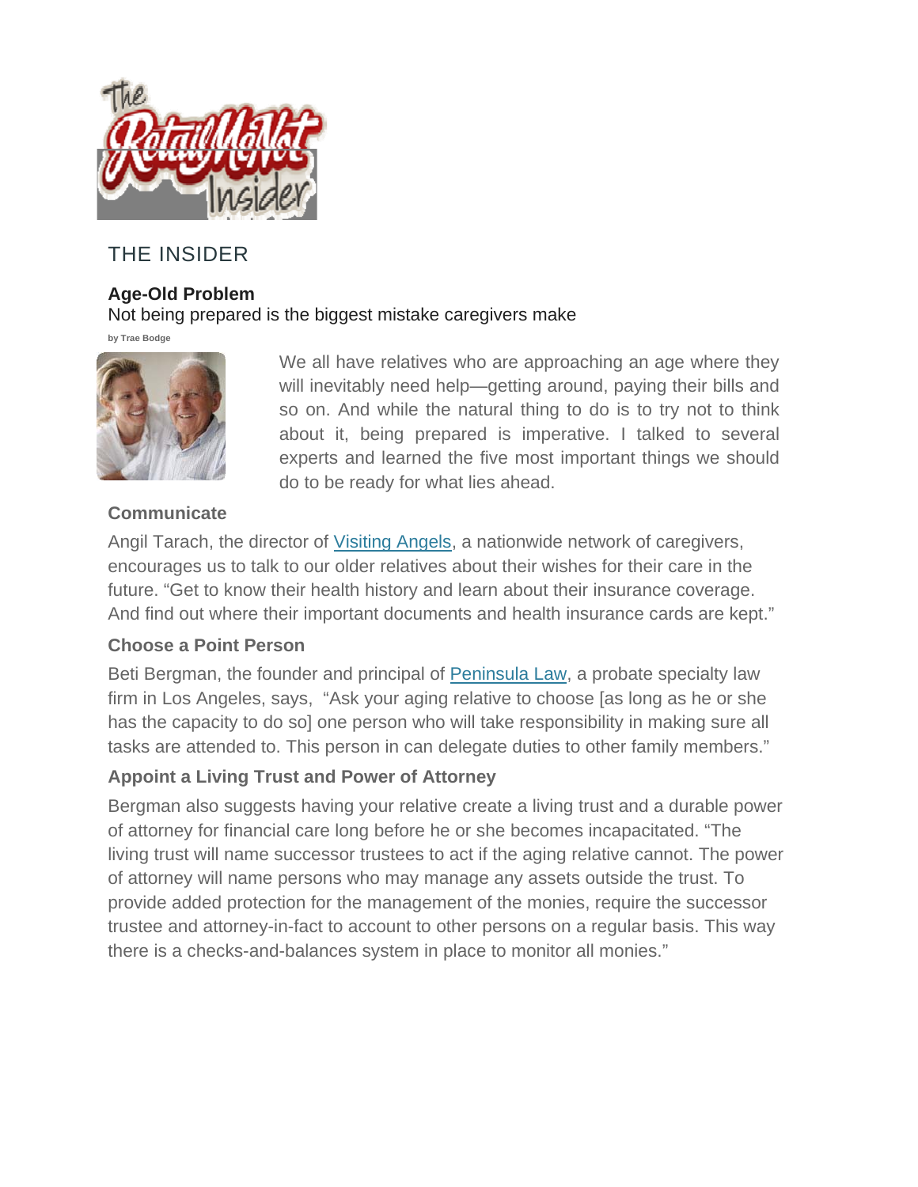THE INSIDER

## Age-Old Problem

Not being prepared is the biggest mistake caregivers make

by Trae Bodge

We all have relatives who are approaching an age where they will inevitably need help—getting around, paying their bills and so on. And while the natural thing to do is to try not to think about it, being prepared is imperative. I talked to several experts and learned the five most important things we should do to be ready for what lies ahead.

### Communicate

Angil Tarach, the director of Visiting Angels, a nationwide network of caregivers, encourages us to talk to our older relatives about their wishes for their care in the future. "Get to know their health history and learn about their insurance coverage. And find out where their important documents and health insurance cards are kept."

### Choose a Point Person

Beti Bergman, the founder and principal of Peninsula Law, a probate specialty law firm in Los Angeles, says, "Ask your aging relative to choose [as long as he or she has the capacity to do so] one person who will take responsibility in making sure all tasks are attended to. This person in can delegate duties to other family members."

### Appoint a Living Trust and Power of Attorney

Bergman also suggests having your relative create a living trust and a durable power of attorney for financial care long before he or she becomes incapacitated. "The living trust will name successor trustees to act if the aging relative cannot. The power of attorney will name persons who may manage any assets outside the trust. To provide added protection for the management of the monies, require the successor trustee and attorney-in-fact to account to other persons on a regular basis. This way there is a checks-and-balances system in place to monitor all monies."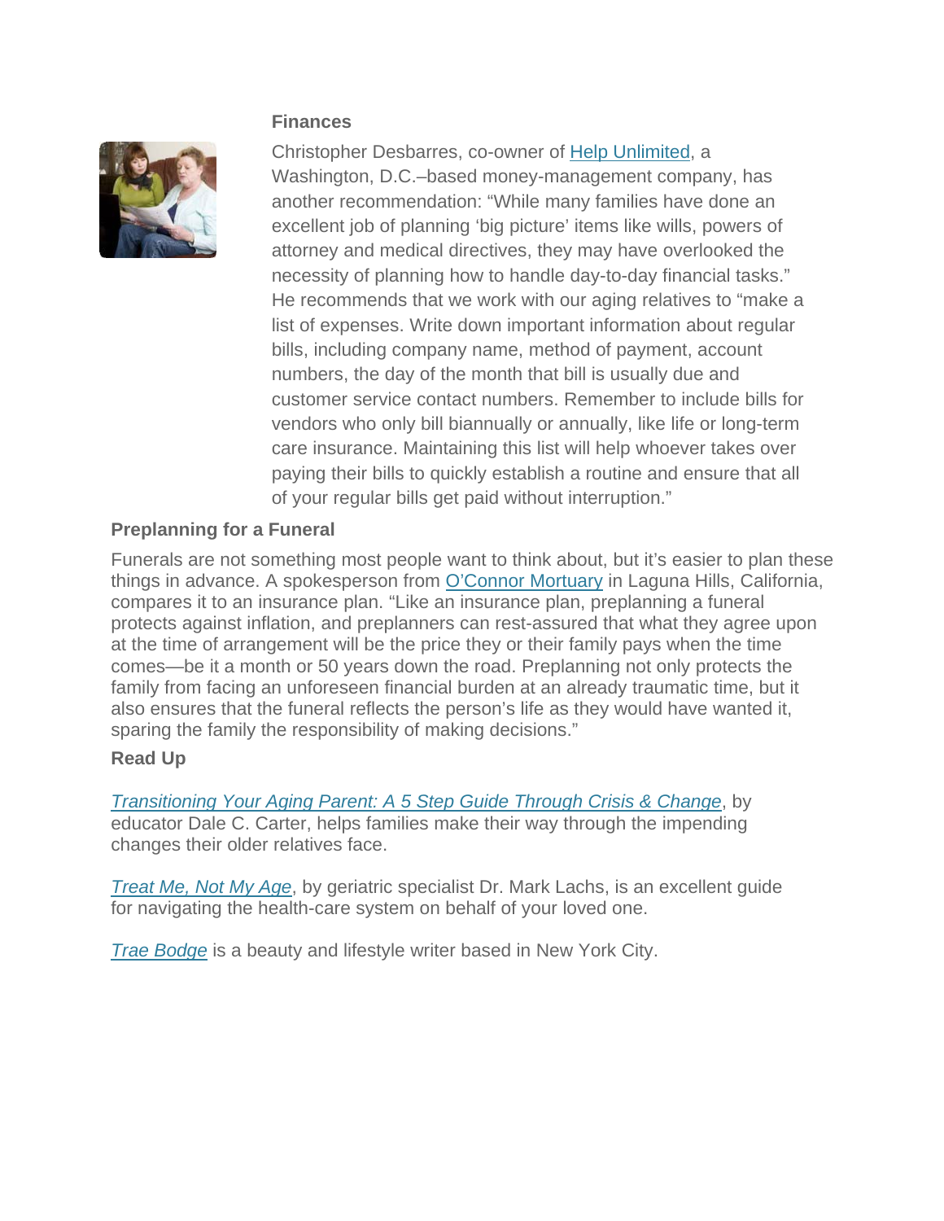**Finances**

Christopher Desbarres, co-owner of Help Unlimited, a Washington, D.C.–based money-management company, has another recommendation: "While many families have done an excellent job of planning 'big picture' items like wills, powers of attorney and medical directives, they may have overlooked the necessity of planning how to handle day-to-day financial tasks." He recommends that we work with our aging relatives to "make a list of expenses. Write down important information about regular bills, including company name, method of payment, account numbers, the day of the month that bill is usually due and customer service contact numbers. Remember to include bills for vendors who only bill biannually or annually, like life or long-term care insurance. Maintaining this list will help whoever takes over paying their bills to quickly establish a routine and ensure that all of your regular bills get paid without interruption."

**Preplanning for a Funeral**

Funerals are not something most people want to think about, but it's easier to plan these things in advance. A spokesperson from O'Connor Mortuary in Laguna Hills, California, compares it to an insurance plan. "Like an insurance plan, preplanning a funeral protects against inflation, and preplanners can rest-assured that what they agree upon at the time of arrangement will be the price they or their family pays when the time comes—be it a month or 50 years down the road. Preplanning not only protects the family from facing an unforeseen financial burden at an already traumatic time, but it also ensures that the funeral reflects the person's life as they would have wanted it, sparing the family the responsibility of making decisions."

**Read Up**

*Transitioning Your Aging Parent: A 5 Step Guide Through Crisis & Change*, by educator Dale C. Carter, helps families make their way through the impending changes their older relatives face.

*Treat Me, Not My Age*, by geriatric specialist Dr. Mark Lachs, is an excellent guide for navigating the health-care system on behalf of your loved one.

*Trae Bodge* is a beauty and lifestyle writer based in New York City.